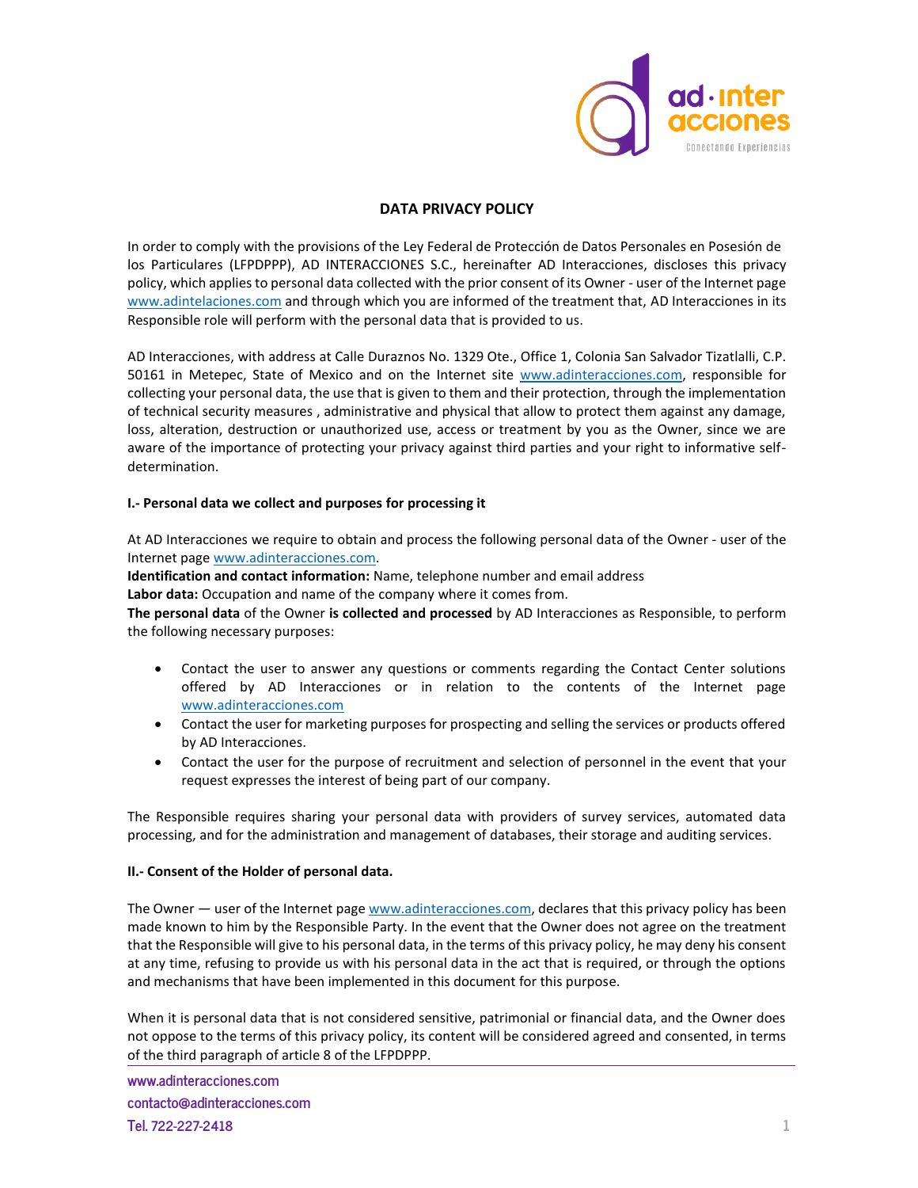# DATA PRIVACY POLICY

In order to comply with the provisions of the Ley Federal de Protección de Datos Personales en Posesión de los Particulares (LFPDPPP), AD INTERACCIONES S.C., hereinafter AD Interacciones, discloses this privacy policy, which applies to personal data collected with the prior consent of its Owner - user of the Internet page www.adintelaciones.com and through which you are informed of the treatment that, AD Interacciones in its Responsible role will perform with the personal data that is provided to us.

AD Interacciones, with address at Calle Duraznos No. 1329 Ote., Office 1, Colonia San Salvador Tizatlalli, C.P. 50161 in Metepec, State of Mexico and on the Internet site www.adinteracciones.com, responsible for collecting your personal data, the use that is given to them and their protection, through the implementation of technical security measures , administrative and physical that allow to protect them against any damage, loss, alteration, destruction or unauthorized use, access or treatment by you as the Owner, since we are aware of the importance of protecting your privacy against third parties and your right to informative self-determination.

## I.- Personal data we collect and purposes for processing it

At AD Interacciones we require to obtain and process the following personal data of the Owner - user of the Internet page www.adinteracciones.com.

**Identification and contact information:** Name, telephone number and email address

**Labor data:** Occupation and name of the company where it comes from.

**The personal data** of the Owner **is collected and processed** by AD Interacciones as Responsible, to perform the following necessary purposes:

- Contact the user to answer any questions or comments regarding the Contact Center solutions offered by AD Interacciones or in relation to the contents of the Internet page www.adinteracciones.com
- Contact the user for marketing purposes for prospecting and selling the services or products offered by AD Interacciones.
- Contact the user for the purpose of recruitment and selection of personnel in the event that your request expresses the interest of being part of our company.

The Responsible requires sharing your personal data with providers of survey services, automated data processing, and for the administration and management of databases, their storage and auditing services.

## II.- Consent of the Holder of personal data.

The Owner — user of the Internet page www.adinteracciones.com, declares that this privacy policy has been made known to him by the Responsible Party. In the event that the Owner does not agree on the treatment that the Responsible will give to his personal data, in the terms of this privacy policy, he may deny his consent at any time, refusing to provide us with his personal data in the act that is required, or through the options and mechanisms that have been implemented in this document for this purpose.

When it is personal data that is not considered sensitive, patrimonial or financial data, and the Owner does not oppose to the terms of this privacy policy, its content will be considered agreed and consented, in terms of the third paragraph of article 8 of the LFPDPPP.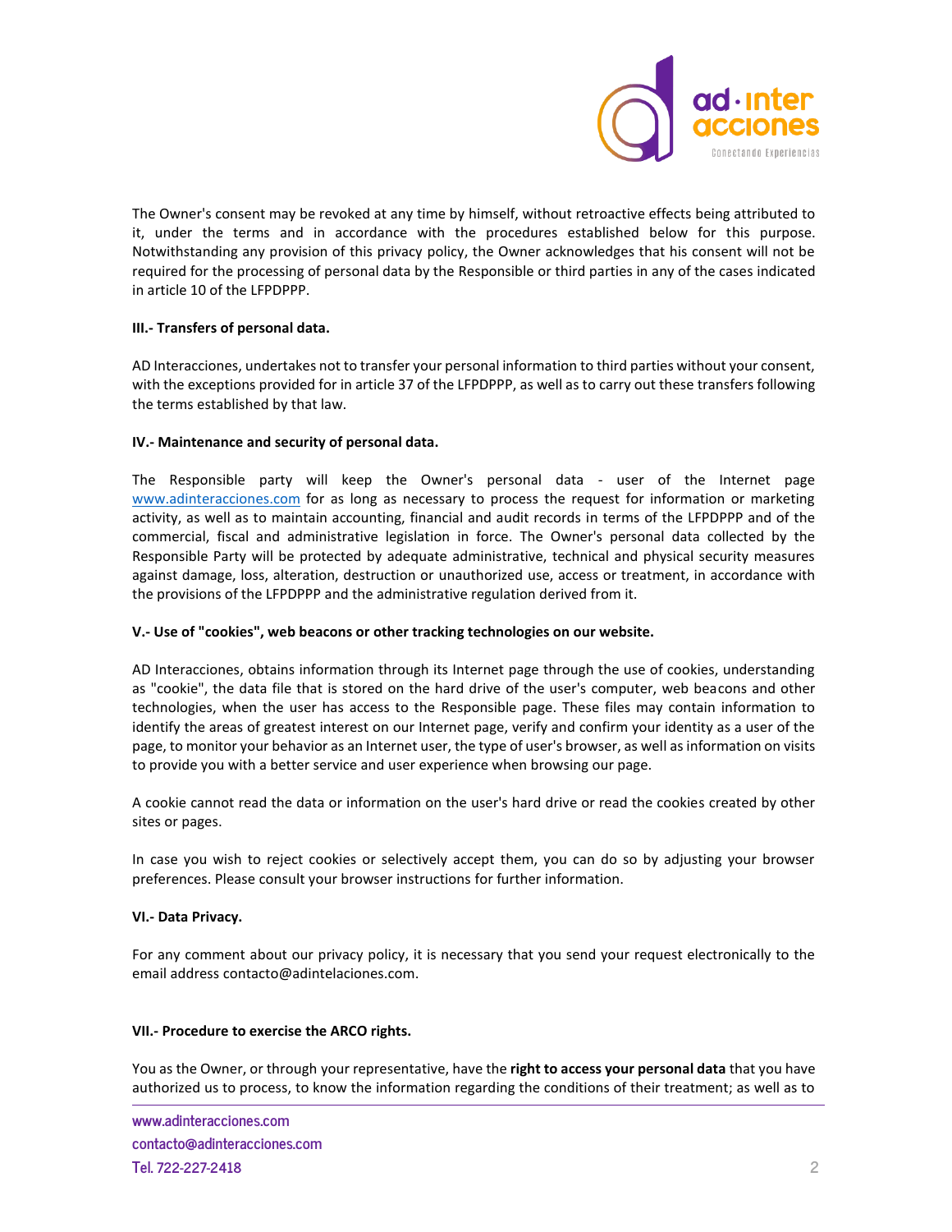The Owner's consent may be revoked at any time by himself, without retroactive effects being attributed to it, under the terms and in accordance with the procedures established below for this purpose. Notwithstanding any provision of this privacy policy, the Owner acknowledges that his consent will not be required for the processing of personal data by the Responsible or third parties in any of the cases indicated in article 10 of the LFPDPPP.

**III.- Transfers of personal data.**

AD Interacciones, undertakes not to transfer your personal information to third parties without your consent, with the exceptions provided for in article 37 of the LFPDPPP, as well as to carry out these transfers following the terms established by that law.

**IV.- Maintenance and security of personal data.**

The Responsible party will keep the Owner's personal data - user of the Internet page www.adinteracciones.com for as long as necessary to process the request for information or marketing activity, as well as to maintain accounting, financial and audit records in terms of the LFPDPPP and of the commercial, fiscal and administrative legislation in force. The Owner's personal data collected by the Responsible Party will be protected by adequate administrative, technical and physical security measures against damage, loss, alteration, destruction or unauthorized use, access or treatment, in accordance with the provisions of the LFPDPPP and the administrative regulation derived from it.

**V.- Use of "cookies", web beacons or other tracking technologies on our website.**

AD Interacciones, obtains information through its Internet page through the use of cookies, understanding as "cookie", the data file that is stored on the hard drive of the user's computer, web beacons and other technologies, when the user has access to the Responsible page. These files may contain information to identify the areas of greatest interest on our Internet page, verify and confirm your identity as a user of the page, to monitor your behavior as an Internet user, the type of user's browser, as well as information on visits to provide you with a better service and user experience when browsing our page.

A cookie cannot read the data or information on the user's hard drive or read the cookies created by other sites or pages.

In case you wish to reject cookies or selectively accept them, you can do so by adjusting your browser preferences. Please consult your browser instructions for further information.

**VI.- Data Privacy.**

For any comment about our privacy policy, it is necessary that you send your request electronically to the email address contacto@adintelaciones.com.

**VII.- Procedure to exercise the ARCO rights.**

You as the Owner, or through your representative, have the **right to access your personal data** that you have authorized us to process, to know the information regarding the conditions of their treatment; as well as to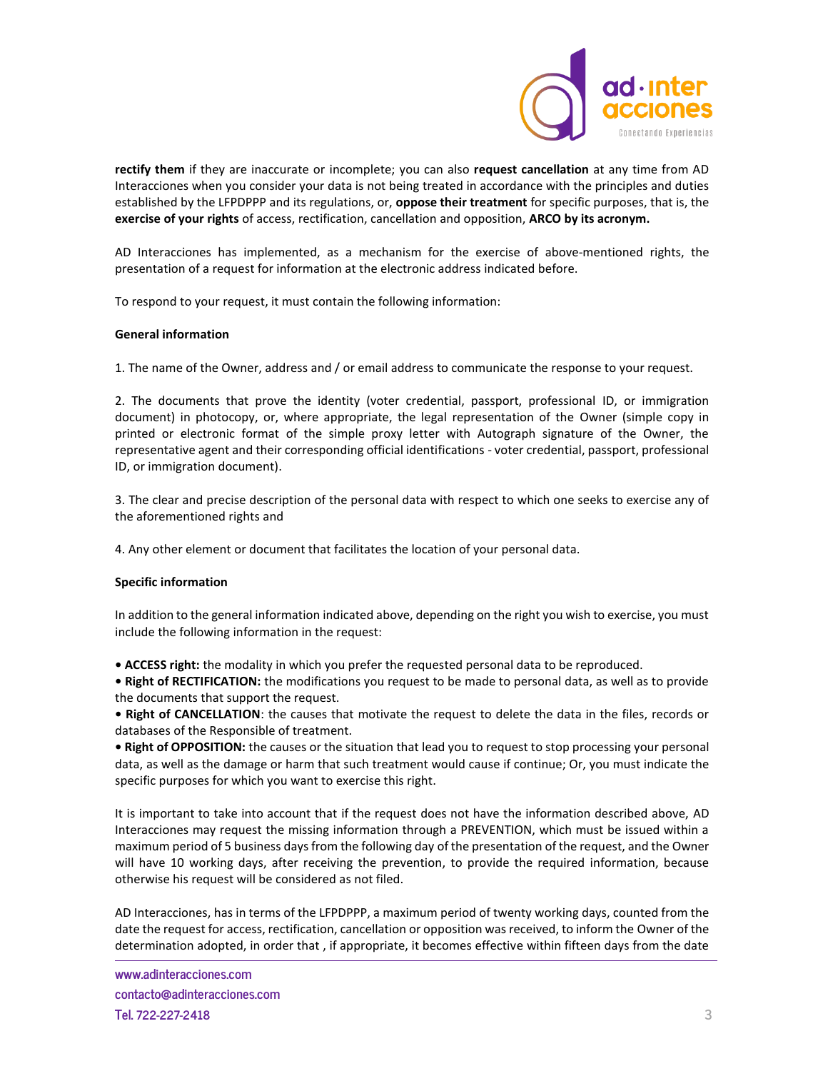**rectify them** if they are inaccurate or incomplete; you can also **request cancellation** at any time from AD Interacciones when you consider your data is not being treated in accordance with the principles and duties established by the LFPDPPP and its regulations, or, **oppose their treatment** for specific purposes, that is, the **exercise of your rights** of access, rectification, cancellation and opposition, **ARCO by its acronym.**

AD Interacciones has implemented, as a mechanism for the exercise of above-mentioned rights, the presentation of a request for information at the electronic address indicated before.

To respond to your request, it must contain the following information:

**General information**

1. The name of the Owner, address and / or email address to communicate the response to your request.

2. The documents that prove the identity (voter credential, passport, professional ID, or immigration document) in photocopy, or, where appropriate, the legal representation of the Owner (simple copy in printed or electronic format of the simple proxy letter with Autograph signature of the Owner, the representative agent and their corresponding official identifications - voter credential, passport, professional ID, or immigration document).

3. The clear and precise description of the personal data with respect to which one seeks to exercise any of the aforementioned rights and

4. Any other element or document that facilitates the location of your personal data.

**Specific information**

In addition to the general information indicated above, depending on the right you wish to exercise, you must include the following information in the request:

- **ACCESS right:** the modality in which you prefer the requested personal data to be reproduced.
- **Right of RECTIFICATION:** the modifications you request to be made to personal data, as well as to provide the documents that support the request.
- **Right of CANCELLATION**: the causes that motivate the request to delete the data in the files, records or databases of the Responsible of treatment.
- **Right of OPPOSITION:** the causes or the situation that lead you to request to stop processing your personal data, as well as the damage or harm that such treatment would cause if continue; Or, you must indicate the specific purposes for which you want to exercise this right.

It is important to take into account that if the request does not have the information described above, AD Interacciones may request the missing information through a PREVENTION, which must be issued within a maximum period of 5 business days from the following day of the presentation of the request, and the Owner will have 10 working days, after receiving the prevention, to provide the required information, because otherwise his request will be considered as not filed.

AD Interacciones, has in terms of the LFPDPPP, a maximum period of twenty working days, counted from the date the request for access, rectification, cancellation or opposition was received, to inform the Owner of the determination adopted, in order that , if appropriate, it becomes effective within fifteen days from the date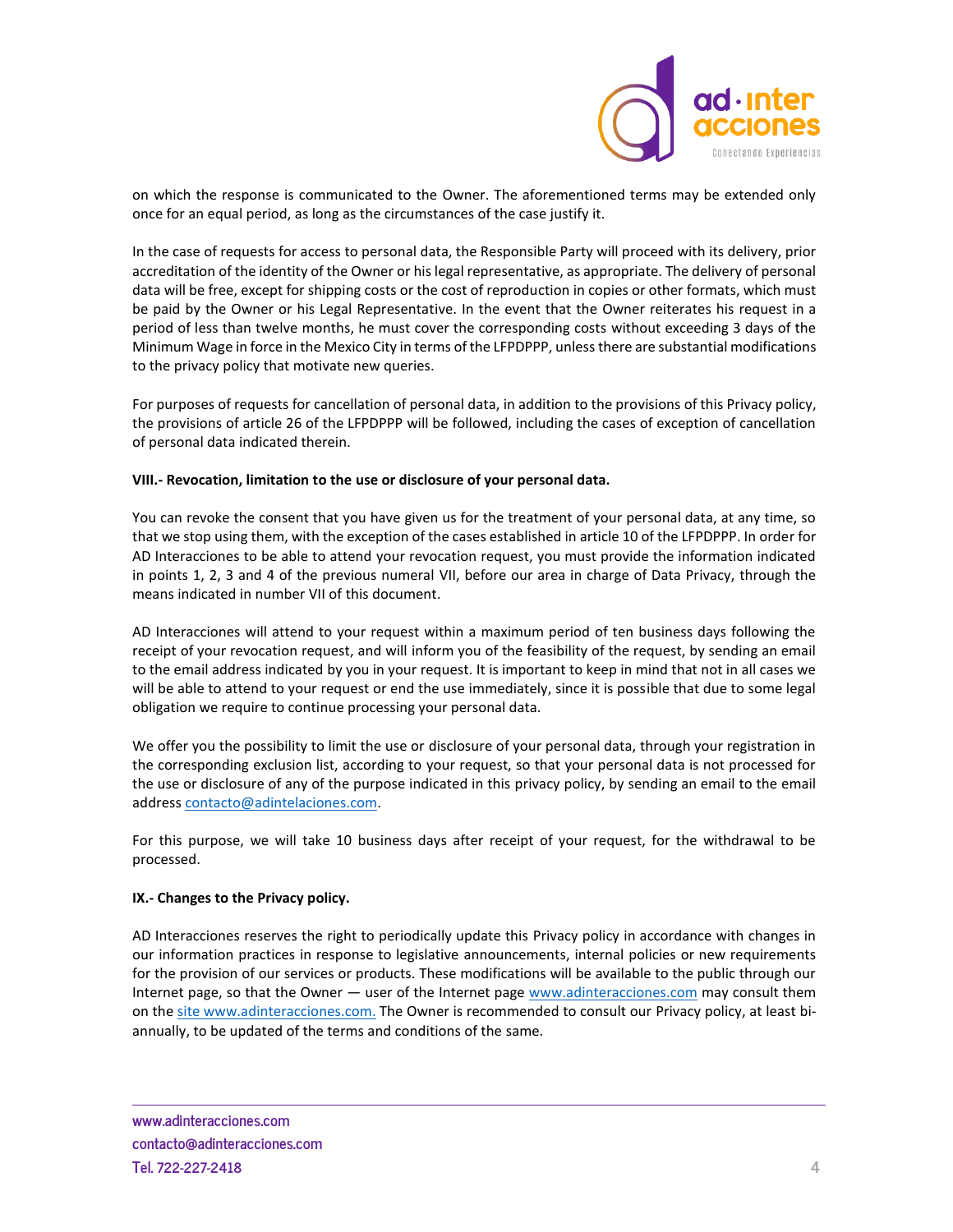on which the response is communicated to the Owner. The aforementioned terms may be extended only once for an equal period, as long as the circumstances of the case justify it.

In the case of requests for access to personal data, the Responsible Party will proceed with its delivery, prior accreditation of the identity of the Owner or his legal representative, as appropriate. The delivery of personal data will be free, except for shipping costs or the cost of reproduction in copies or other formats, which must be paid by the Owner or his Legal Representative. In the event that the Owner reiterates his request in a period of less than twelve months, he must cover the corresponding costs without exceeding 3 days of the Minimum Wage in force in the Mexico City in terms of the LFPDPPP, unless there are substantial modifications to the privacy policy that motivate new queries.

For purposes of requests for cancellation of personal data, in addition to the provisions of this Privacy policy, the provisions of article 26 of the LFPDPPP will be followed, including the cases of exception of cancellation of personal data indicated therein.

**VIII.- Revocation, limitation to the use or disclosure of your personal data.**

You can revoke the consent that you have given us for the treatment of your personal data, at any time, so that we stop using them, with the exception of the cases established in article 10 of the LFPDPPP. In order for AD Interacciones to be able to attend your revocation request, you must provide the information indicated in points 1, 2, 3 and 4 of the previous numeral VII, before our area in charge of Data Privacy, through the means indicated in number VII of this document.

AD Interacciones will attend to your request within a maximum period of ten business days following the receipt of your revocation request, and will inform you of the feasibility of the request, by sending an email to the email address indicated by you in your request. It is important to keep in mind that not in all cases we will be able to attend to your request or end the use immediately, since it is possible that due to some legal obligation we require to continue processing your personal data.

We offer you the possibility to limit the use or disclosure of your personal data, through your registration in the corresponding exclusion list, according to your request, so that your personal data is not processed for the use or disclosure of any of the purpose indicated in this privacy policy, by sending an email to the email address contacto@adintelaciones.com.

For this purpose, we will take 10 business days after receipt of your request, for the withdrawal to be processed.

**IX.- Changes to the Privacy policy.**

AD Interacciones reserves the right to periodically update this Privacy policy in accordance with changes in our information practices in response to legislative announcements, internal policies or new requirements for the provision of our services or products. These modifications will be available to the public through our Internet page, so that the Owner — user of the Internet page www.adinteracciones.com may consult them on the site www.adinteracciones.com. The Owner is recommended to consult our Privacy policy, at least bi-annually, to be updated of the terms and conditions of the same.